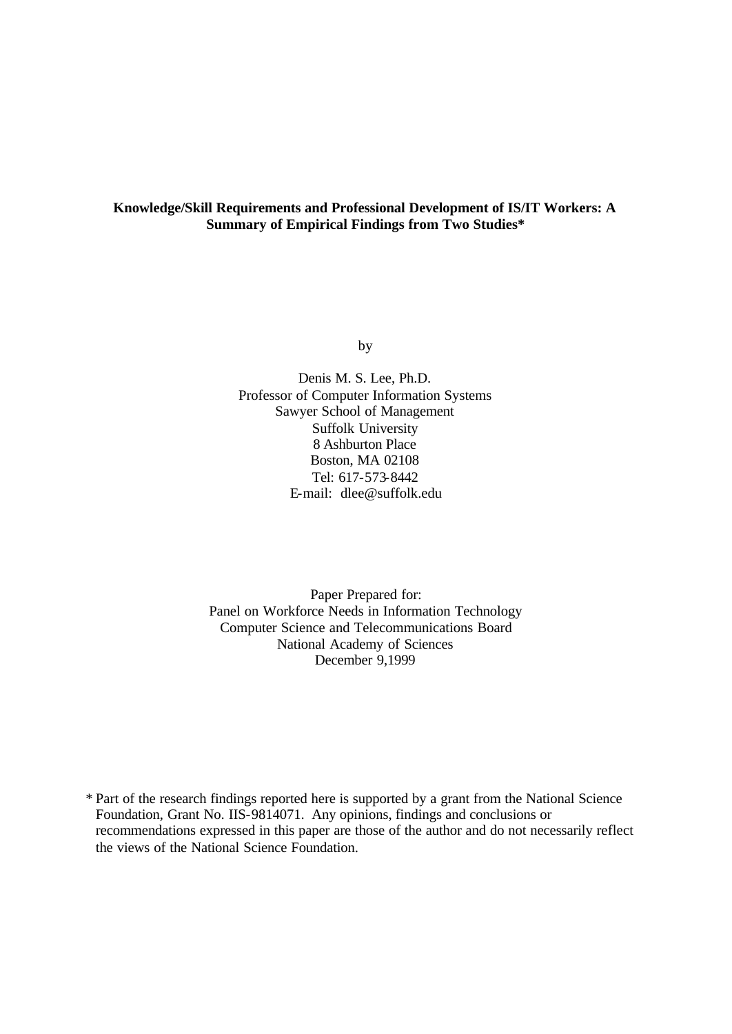**Knowledge/Skill Requirements and Professional Development of IS/IT Workers: A Summary of Empirical Findings from Two Studies***

by

Denis M. S. Lee, Ph.D.
Professor of Computer Information Systems
Sawyer School of Management
Suffolk University
8 Ashburton Place
Boston, MA 02108
Tel: 617-573-8442
E-mail: dlee@suffolk.edu

Paper Prepared for:
Panel on Workforce Needs in Information Technology
Computer Science and Telecommunications Board
National Academy of Sciences
December 9,1999

\* Part of the research findings reported here is supported by a grant from the National Science Foundation, Grant No. IIS-9814071. Any opinions, findings and conclusions or recommendations expressed in this paper are those of the author and do not necessarily reflect the views of the National Science Foundation.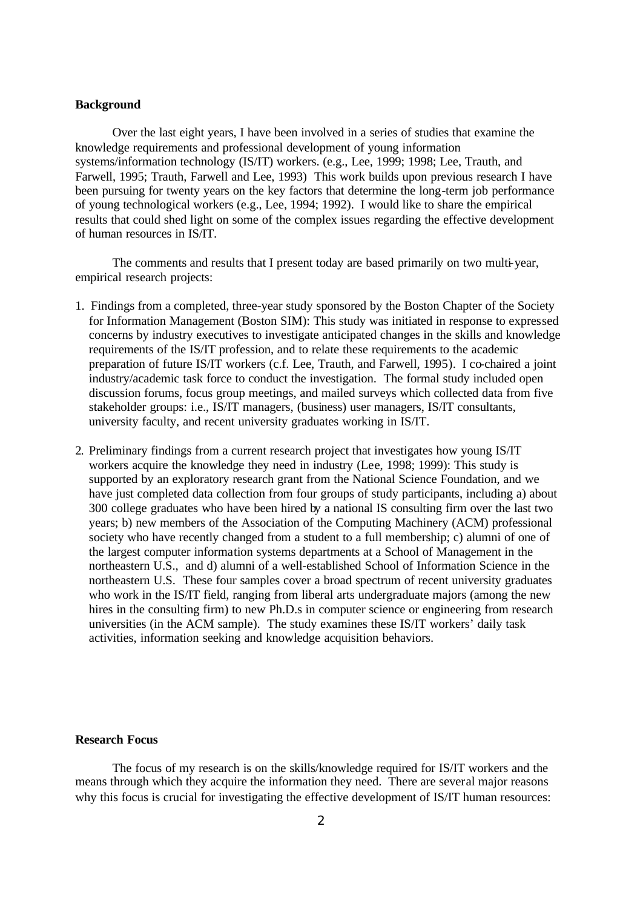**Background**

Over the last eight years, I have been involved in a series of studies that examine the knowledge requirements and professional development of young information systems/information technology (IS/IT) workers. (e.g., Lee, 1999; 1998; Lee, Trauth, and Farwell, 1995; Trauth, Farwell and Lee, 1993) This work builds upon previous research I have been pursuing for twenty years on the key factors that determine the long-term job performance of young technological workers (e.g., Lee, 1994; 1992). I would like to share the empirical results that could shed light on some of the complex issues regarding the effective development of human resources in IS/IT.

The comments and results that I present today are based primarily on two multi-year, empirical research projects:

1. Findings from a completed, three-year study sponsored by the Boston Chapter of the Society for Information Management (Boston SIM): This study was initiated in response to expressed concerns by industry executives to investigate anticipated changes in the skills and knowledge requirements of the IS/IT profession, and to relate these requirements to the academic preparation of future IS/IT workers (c.f. Lee, Trauth, and Farwell, 1995). I co-chaired a joint industry/academic task force to conduct the investigation. The formal study included open discussion forums, focus group meetings, and mailed surveys which collected data from five stakeholder groups: i.e., IS/IT managers, (business) user managers, IS/IT consultants, university faculty, and recent university graduates working in IS/IT.

2. Preliminary findings from a current research project that investigates how young IS/IT workers acquire the knowledge they need in industry (Lee, 1998; 1999): This study is supported by an exploratory research grant from the National Science Foundation, and we have just completed data collection from four groups of study participants, including a) about 300 college graduates who have been hired by a national IS consulting firm over the last two years; b) new members of the Association of the Computing Machinery (ACM) professional society who have recently changed from a student to a full membership; c) alumni of one of the largest computer information systems departments at a School of Management in the northeastern U.S., and d) alumni of a well-established School of Information Science in the northeastern U.S. These four samples cover a broad spectrum of recent university graduates who work in the IS/IT field, ranging from liberal arts undergraduate majors (among the new hires in the consulting firm) to new Ph.D.s in computer science or engineering from research universities (in the ACM sample). The study examines these IS/IT workers' daily task activities, information seeking and knowledge acquisition behaviors.

**Research Focus**

The focus of my research is on the skills/knowledge required for IS/IT workers and the means through which they acquire the information they need. There are several major reasons why this focus is crucial for investigating the effective development of IS/IT human resources: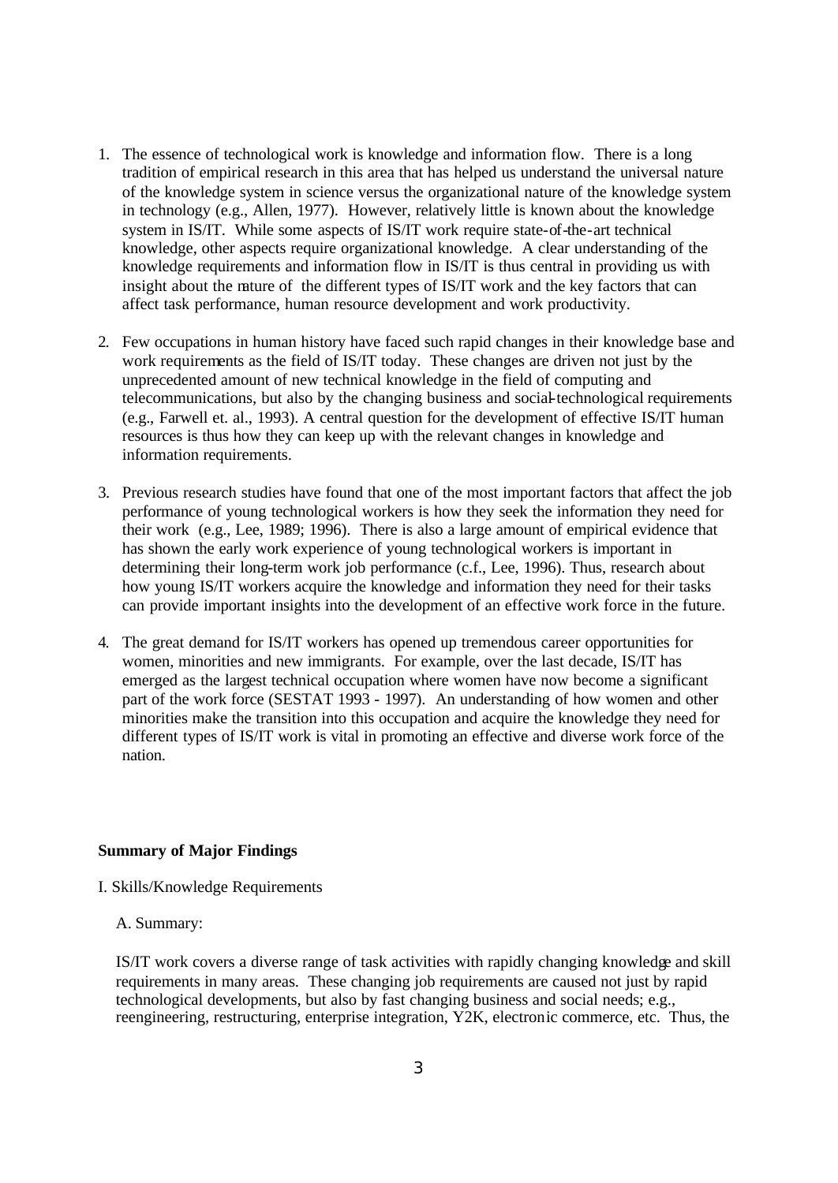1. The essence of technological work is knowledge and information flow. There is a long tradition of empirical research in this area that has helped us understand the universal nature of the knowledge system in science versus the organizational nature of the knowledge system in technology (e.g., Allen, 1977). However, relatively little is known about the knowledge system in IS/IT. While some aspects of IS/IT work require state-of-the-art technical knowledge, other aspects require organizational knowledge. A clear understanding of the knowledge requirements and information flow in IS/IT is thus central in providing us with insight about the nature of the different types of IS/IT work and the key factors that can affect task performance, human resource development and work productivity.

2. Few occupations in human history have faced such rapid changes in their knowledge base and work requirements as the field of IS/IT today. These changes are driven not just by the unprecedented amount of new technical knowledge in the field of computing and telecommunications, but also by the changing business and social-technological requirements (e.g., Farwell et. al., 1993). A central question for the development of effective IS/IT human resources is thus how they can keep up with the relevant changes in knowledge and information requirements.

3. Previous research studies have found that one of the most important factors that affect the job performance of young technological workers is how they seek the information they need for their work (e.g., Lee, 1989; 1996). There is also a large amount of empirical evidence that has shown the early work experience of young technological workers is important in determining their long-term work job performance (c.f., Lee, 1996). Thus, research about how young IS/IT workers acquire the knowledge and information they need for their tasks can provide important insights into the development of an effective work force in the future.

4. The great demand for IS/IT workers has opened up tremendous career opportunities for women, minorities and new immigrants. For example, over the last decade, IS/IT has emerged as the largest technical occupation where women have now become a significant part of the work force (SESTAT 1993 - 1997). An understanding of how women and other minorities make the transition into this occupation and acquire the knowledge they need for different types of IS/IT work is vital in promoting an effective and diverse work force of the nation.

**Summary of Major Findings**

I. Skills/Knowledge Requirements

A. Summary:

IS/IT work covers a diverse range of task activities with rapidly changing knowledge and skill requirements in many areas. These changing job requirements are caused not just by rapid technological developments, but also by fast changing business and social needs; e.g., reengineering, restructuring, enterprise integration, Y2K, electronic commerce, etc. Thus, the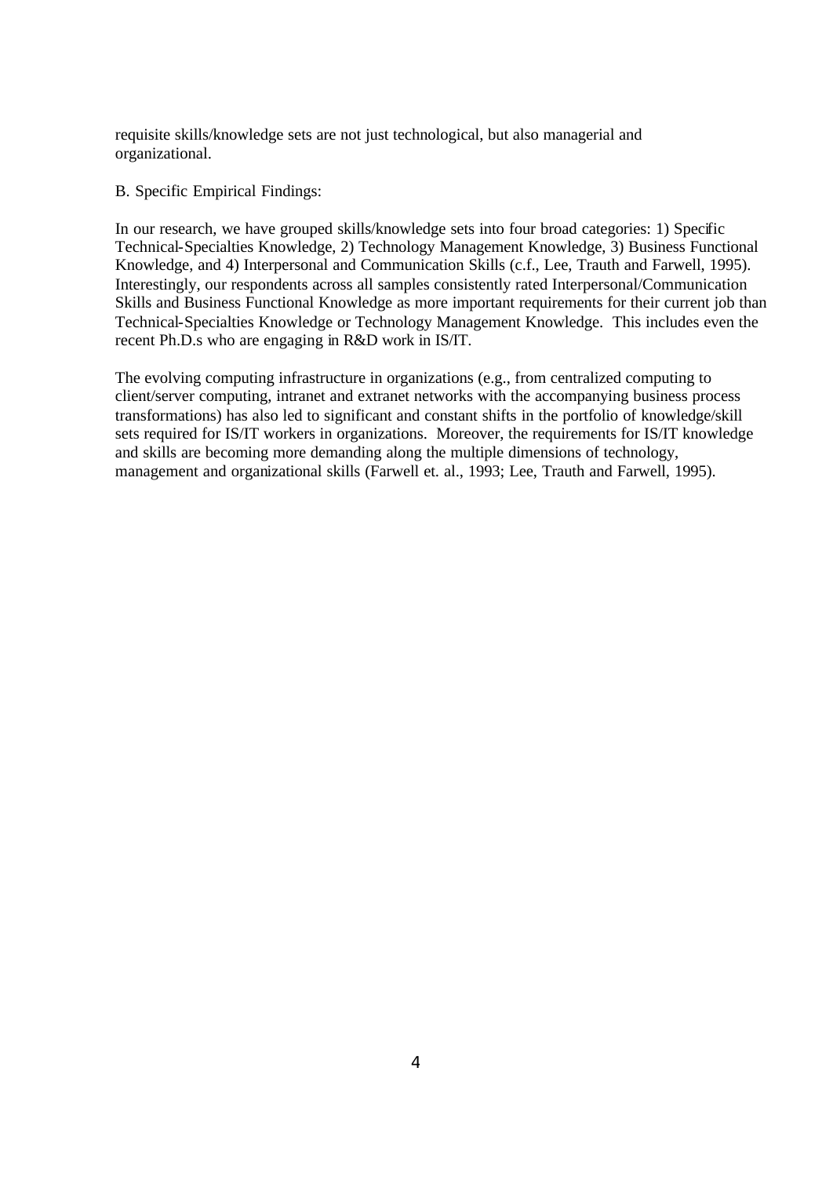requisite skills/knowledge sets are not just technological, but also managerial and organizational.

B. Specific Empirical Findings:

In our research, we have grouped skills/knowledge sets into four broad categories: 1) Specific Technical-Specialties Knowledge, 2) Technology Management Knowledge, 3) Business Functional Knowledge, and 4) Interpersonal and Communication Skills (c.f., Lee, Trauth and Farwell, 1995). Interestingly, our respondents across all samples consistently rated Interpersonal/Communication Skills and Business Functional Knowledge as more important requirements for their current job than Technical-Specialties Knowledge or Technology Management Knowledge. This includes even the recent Ph.D.s who are engaging in R&D work in IS/IT.

The evolving computing infrastructure in organizations (e.g., from centralized computing to client/server computing, intranet and extranet networks with the accompanying business process transformations) has also led to significant and constant shifts in the portfolio of knowledge/skill sets required for IS/IT workers in organizations. Moreover, the requirements for IS/IT knowledge and skills are becoming more demanding along the multiple dimensions of technology, management and organizational skills (Farwell et. al., 1993; Lee, Trauth and Farwell, 1995).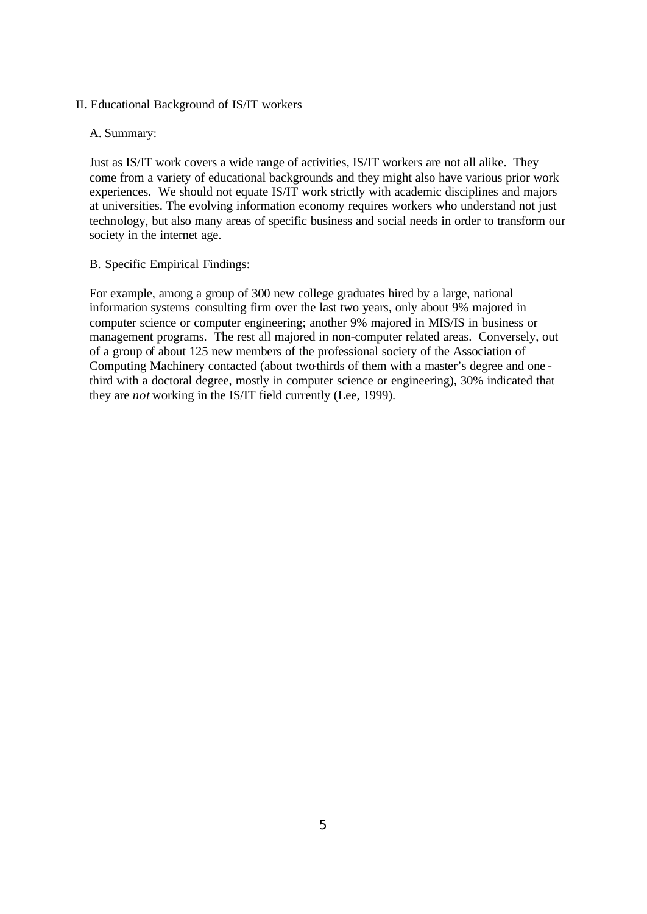## II. Educational Background of IS/IT workers

### A. Summary:

Just as IS/IT work covers a wide range of activities, IS/IT workers are not all alike. They come from a variety of educational backgrounds and they might also have various prior work experiences. We should not equate IS/IT work strictly with academic disciplines and majors at universities. The evolving information economy requires workers who understand not just technology, but also many areas of specific business and social needs in order to transform our society in the internet age.

### B. Specific Empirical Findings:

For example, among a group of 300 new college graduates hired by a large, national information systems consulting firm over the last two years, only about 9% majored in computer science or computer engineering; another 9% majored in MIS/IS in business or management programs. The rest all majored in non-computer related areas. Conversely, out of a group of about 125 new members of the professional society of the Association of Computing Machinery contacted (about two-thirds of them with a master's degree and one-third with a doctoral degree, mostly in computer science or engineering), 30% indicated that they are *not* working in the IS/IT field currently (Lee, 1999).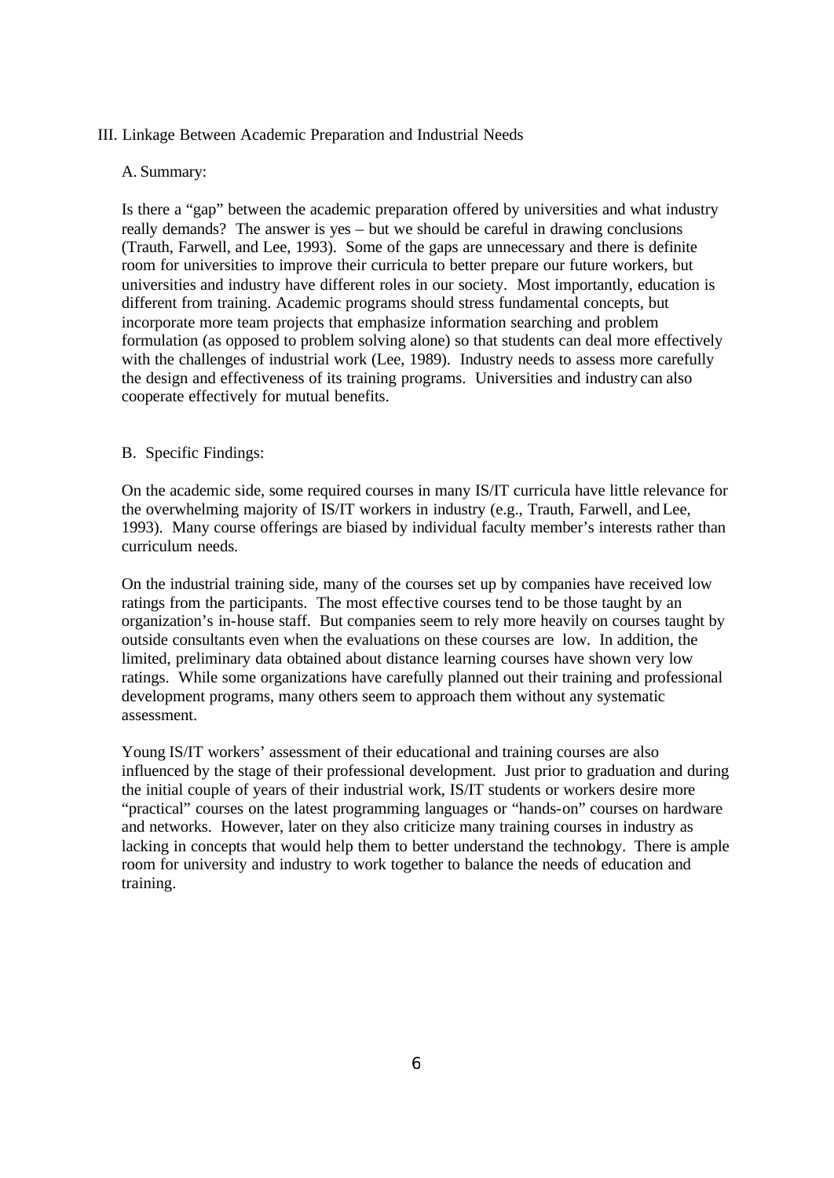## III. Linkage Between Academic Preparation and Industrial Needs

### A. Summary:

Is there a "gap" between the academic preparation offered by universities and what industry really demands? The answer is yes – but we should be careful in drawing conclusions (Trauth, Farwell, and Lee, 1993). Some of the gaps are unnecessary and there is definite room for universities to improve their curricula to better prepare our future workers, but universities and industry have different roles in our society. Most importantly, education is different from training. Academic programs should stress fundamental concepts, but incorporate more team projects that emphasize information searching and problem formulation (as opposed to problem solving alone) so that students can deal more effectively with the challenges of industrial work (Lee, 1989). Industry needs to assess more carefully the design and effectiveness of its training programs. Universities and industry can also cooperate effectively for mutual benefits.

### B. Specific Findings:

On the academic side, some required courses in many IS/IT curricula have little relevance for the overwhelming majority of IS/IT workers in industry (e.g., Trauth, Farwell, and Lee, 1993). Many course offerings are biased by individual faculty member's interests rather than curriculum needs.

On the industrial training side, many of the courses set up by companies have received low ratings from the participants. The most effective courses tend to be those taught by an organization's in-house staff. But companies seem to rely more heavily on courses taught by outside consultants even when the evaluations on these courses are low. In addition, the limited, preliminary data obtained about distance learning courses have shown very low ratings. While some organizations have carefully planned out their training and professional development programs, many others seem to approach them without any systematic assessment.

Young IS/IT workers' assessment of their educational and training courses are also influenced by the stage of their professional development. Just prior to graduation and during the initial couple of years of their industrial work, IS/IT students or workers desire more "practical" courses on the latest programming languages or "hands-on" courses on hardware and networks. However, later on they also criticize many training courses in industry as lacking in concepts that would help them to better understand the technology. There is ample room for university and industry to work together to balance the needs of education and training.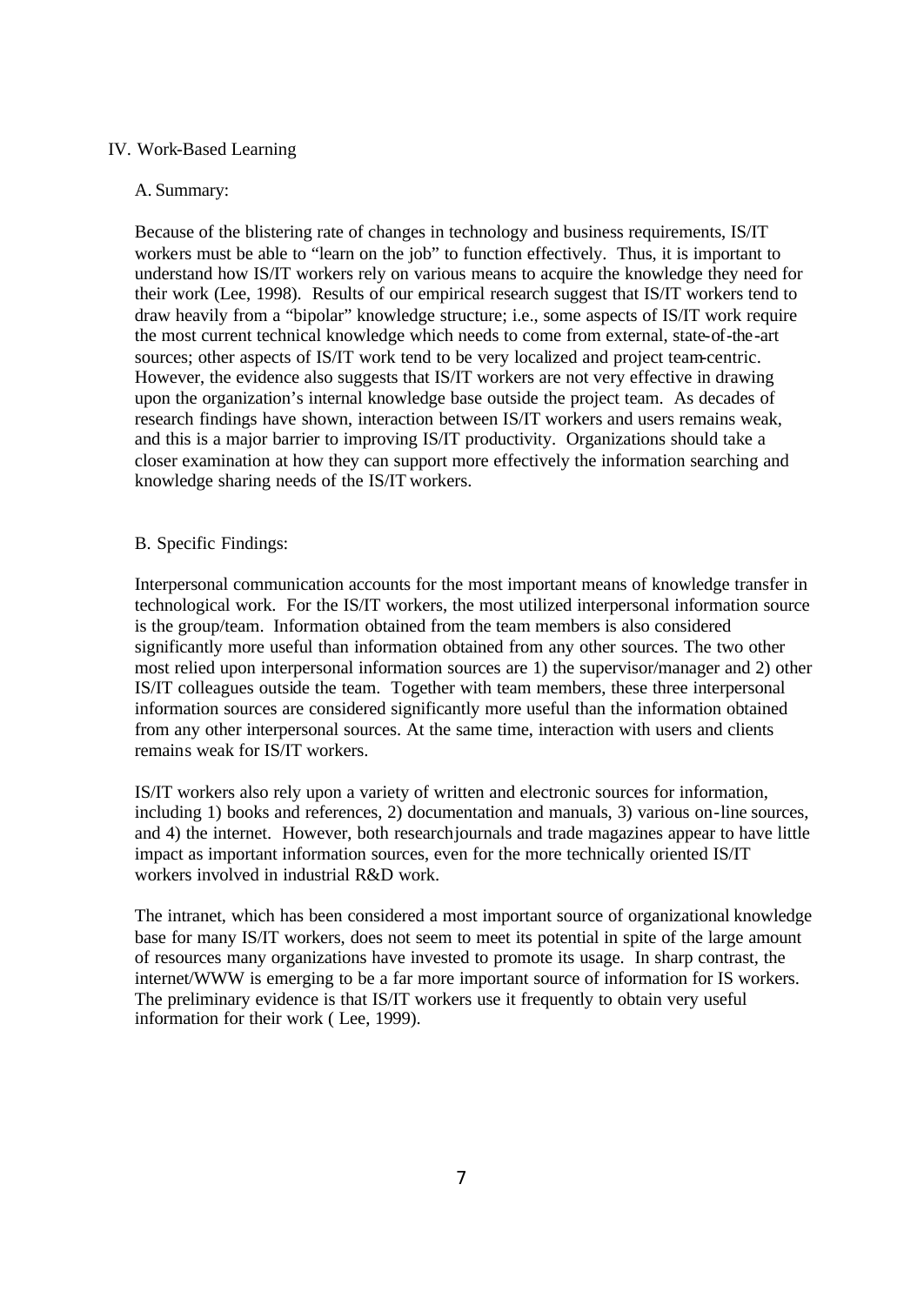## IV. Work-Based Learning

### A. Summary:

Because of the blistering rate of changes in technology and business requirements, IS/IT workers must be able to "learn on the job" to function effectively. Thus, it is important to understand how IS/IT workers rely on various means to acquire the knowledge they need for their work (Lee, 1998). Results of our empirical research suggest that IS/IT workers tend to draw heavily from a "bipolar" knowledge structure; i.e., some aspects of IS/IT work require the most current technical knowledge which needs to come from external, state-of-the-art sources; other aspects of IS/IT work tend to be very localized and project team-centric. However, the evidence also suggests that IS/IT workers are not very effective in drawing upon the organization's internal knowledge base outside the project team. As decades of research findings have shown, interaction between IS/IT workers and users remains weak, and this is a major barrier to improving IS/IT productivity. Organizations should take a closer examination at how they can support more effectively the information searching and knowledge sharing needs of the IS/IT workers.

### B. Specific Findings:

Interpersonal communication accounts for the most important means of knowledge transfer in technological work. For the IS/IT workers, the most utilized interpersonal information source is the group/team. Information obtained from the team members is also considered significantly more useful than information obtained from any other sources. The two other most relied upon interpersonal information sources are 1) the supervisor/manager and 2) other IS/IT colleagues outside the team. Together with team members, these three interpersonal information sources are considered significantly more useful than the information obtained from any other interpersonal sources. At the same time, interaction with users and clients remains weak for IS/IT workers.

IS/IT workers also rely upon a variety of written and electronic sources for information, including 1) books and references, 2) documentation and manuals, 3) various on-line sources, and 4) the internet. However, both research journals and trade magazines appear to have little impact as important information sources, even for the more technically oriented IS/IT workers involved in industrial R&D work.

The intranet, which has been considered a most important source of organizational knowledge base for many IS/IT workers, does not seem to meet its potential in spite of the large amount of resources many organizations have invested to promote its usage. In sharp contrast, the internet/WWW is emerging to be a far more important source of information for IS workers. The preliminary evidence is that IS/IT workers use it frequently to obtain very useful information for their work ( Lee, 1999).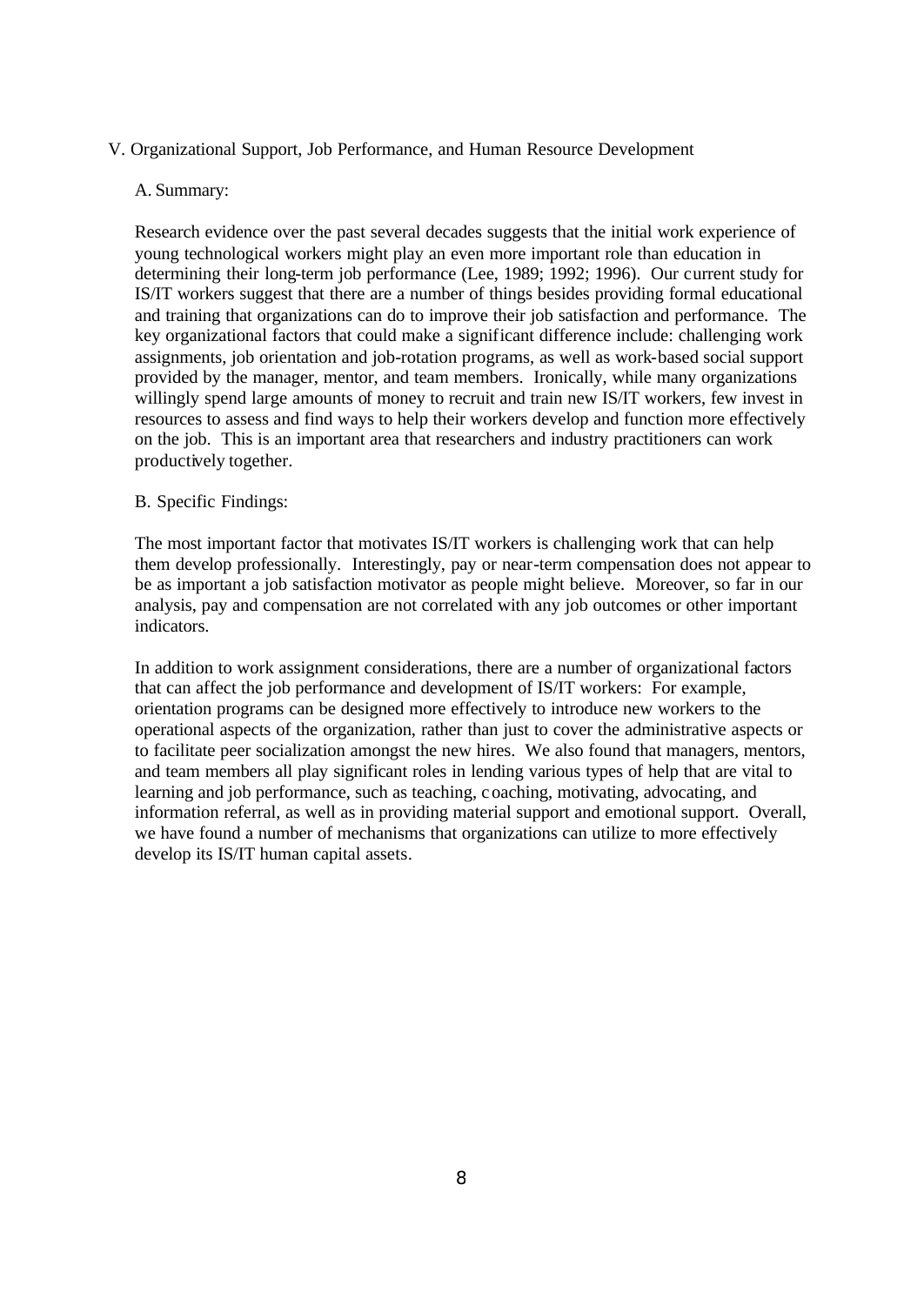## V. Organizational Support, Job Performance, and Human Resource Development

### A. Summary:

Research evidence over the past several decades suggests that the initial work experience of young technological workers might play an even more important role than education in determining their long-term job performance (Lee, 1989; 1992; 1996). Our current study for IS/IT workers suggest that there are a number of things besides providing formal educational and training that organizations can do to improve their job satisfaction and performance. The key organizational factors that could make a significant difference include: challenging work assignments, job orientation and job-rotation programs, as well as work-based social support provided by the manager, mentor, and team members. Ironically, while many organizations willingly spend large amounts of money to recruit and train new IS/IT workers, few invest in resources to assess and find ways to help their workers develop and function more effectively on the job. This is an important area that researchers and industry practitioners can work productively together.

### B. Specific Findings:

The most important factor that motivates IS/IT workers is challenging work that can help them develop professionally. Interestingly, pay or near-term compensation does not appear to be as important a job satisfaction motivator as people might believe. Moreover, so far in our analysis, pay and compensation are not correlated with any job outcomes or other important indicators.

In addition to work assignment considerations, there are a number of organizational factors that can affect the job performance and development of IS/IT workers: For example, orientation programs can be designed more effectively to introduce new workers to the operational aspects of the organization, rather than just to cover the administrative aspects or to facilitate peer socialization amongst the new hires. We also found that managers, mentors, and team members all play significant roles in lending various types of help that are vital to learning and job performance, such as teaching, coaching, motivating, advocating, and information referral, as well as in providing material support and emotional support. Overall, we have found a number of mechanisms that organizations can utilize to more effectively develop its IS/IT human capital assets.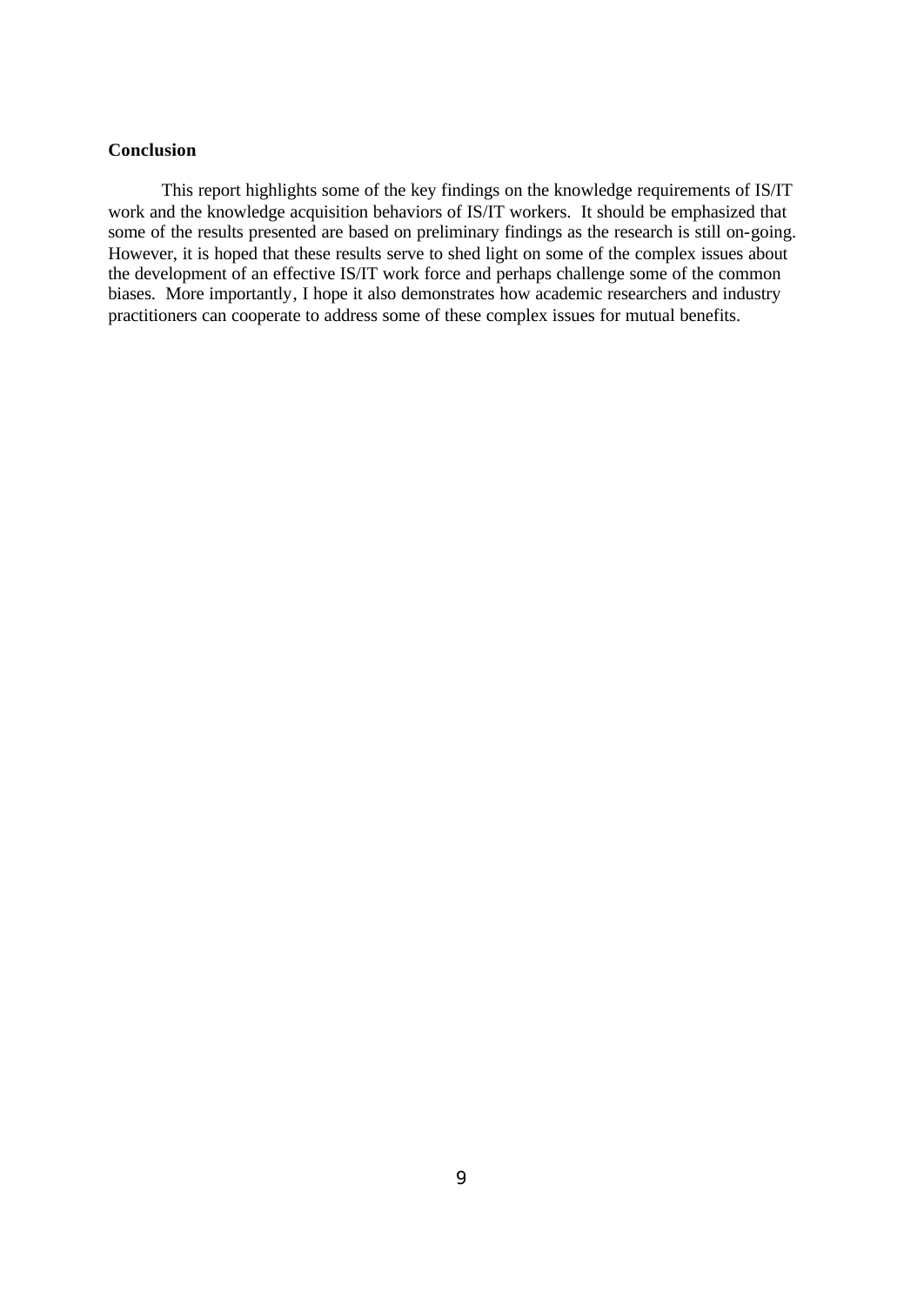**Conclusion**

This report highlights some of the key findings on the knowledge requirements of IS/IT work and the knowledge acquisition behaviors of IS/IT workers. It should be emphasized that some of the results presented are based on preliminary findings as the research is still on-going. However, it is hoped that these results serve to shed light on some of the complex issues about the development of an effective IS/IT work force and perhaps challenge some of the common biases. More importantly, I hope it also demonstrates how academic researchers and industry practitioners can cooperate to address some of these complex issues for mutual benefits.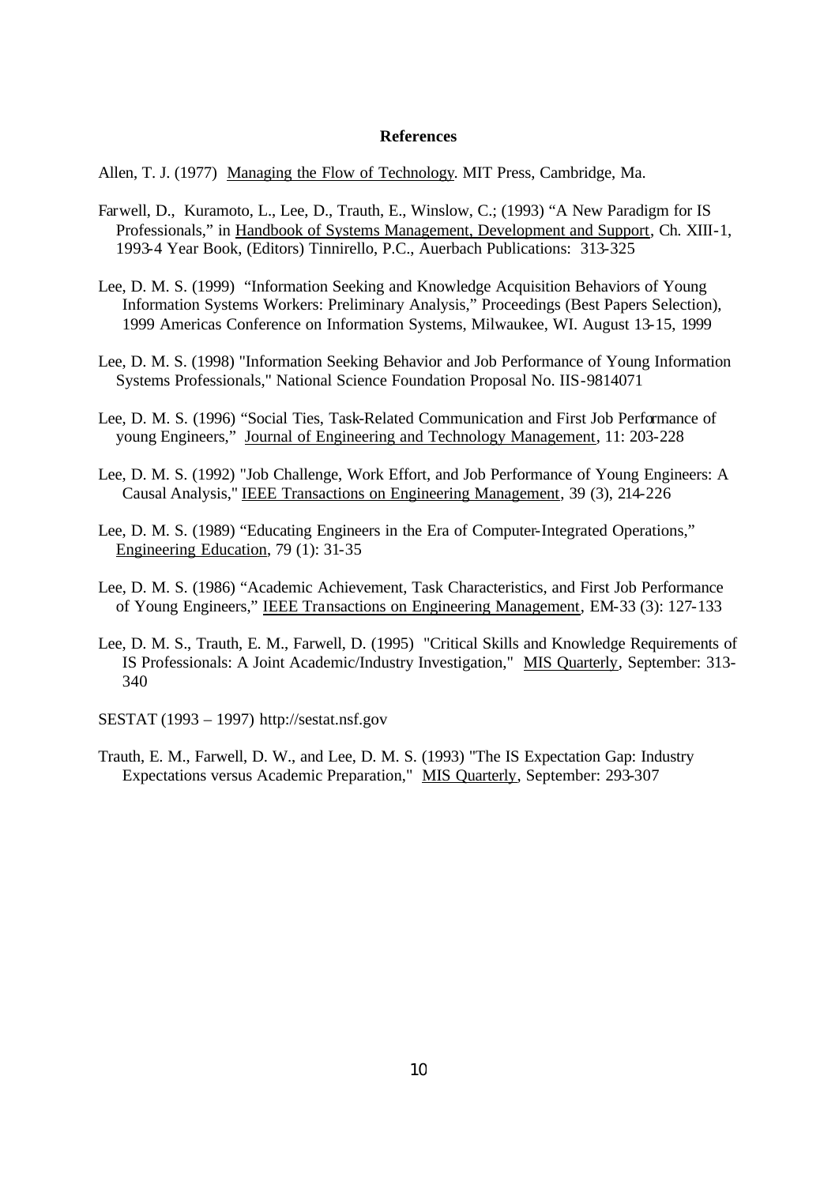## References

Allen, T. J. (1977) Managing the Flow of Technology. MIT Press, Cambridge, Ma.

Farwell, D., Kuramoto, L., Lee, D., Trauth, E., Winslow, C.; (1993) "A New Paradigm for IS Professionals," in Handbook of Systems Management, Development and Support, Ch. XIII-1, 1993-4 Year Book, (Editors) Tinnirello, P.C., Auerbach Publications: 313-325

Lee, D. M. S. (1999) "Information Seeking and Knowledge Acquisition Behaviors of Young Information Systems Workers: Preliminary Analysis," Proceedings (Best Papers Selection), 1999 Americas Conference on Information Systems, Milwaukee, WI. August 13-15, 1999

Lee, D. M. S. (1998) "Information Seeking Behavior and Job Performance of Young Information Systems Professionals," National Science Foundation Proposal No. IIS-9814071

Lee, D. M. S. (1996) "Social Ties, Task-Related Communication and First Job Performance of young Engineers," Journal of Engineering and Technology Management, 11: 203-228

Lee, D. M. S. (1992) "Job Challenge, Work Effort, and Job Performance of Young Engineers: A Causal Analysis," IEEE Transactions on Engineering Management, 39 (3), 214-226

Lee, D. M. S. (1989) "Educating Engineers in the Era of Computer-Integrated Operations," Engineering Education, 79 (1): 31-35

Lee, D. M. S. (1986) "Academic Achievement, Task Characteristics, and First Job Performance of Young Engineers," IEEE Transactions on Engineering Management, EM-33 (3): 127-133

Lee, D. M. S., Trauth, E. M., Farwell, D. (1995) "Critical Skills and Knowledge Requirements of IS Professionals: A Joint Academic/Industry Investigation," MIS Quarterly, September: 313-340

SESTAT (1993 – 1997) http://sestat.nsf.gov

Trauth, E. M., Farwell, D. W., and Lee, D. M. S. (1993) "The IS Expectation Gap: Industry Expectations versus Academic Preparation," MIS Quarterly, September: 293-307